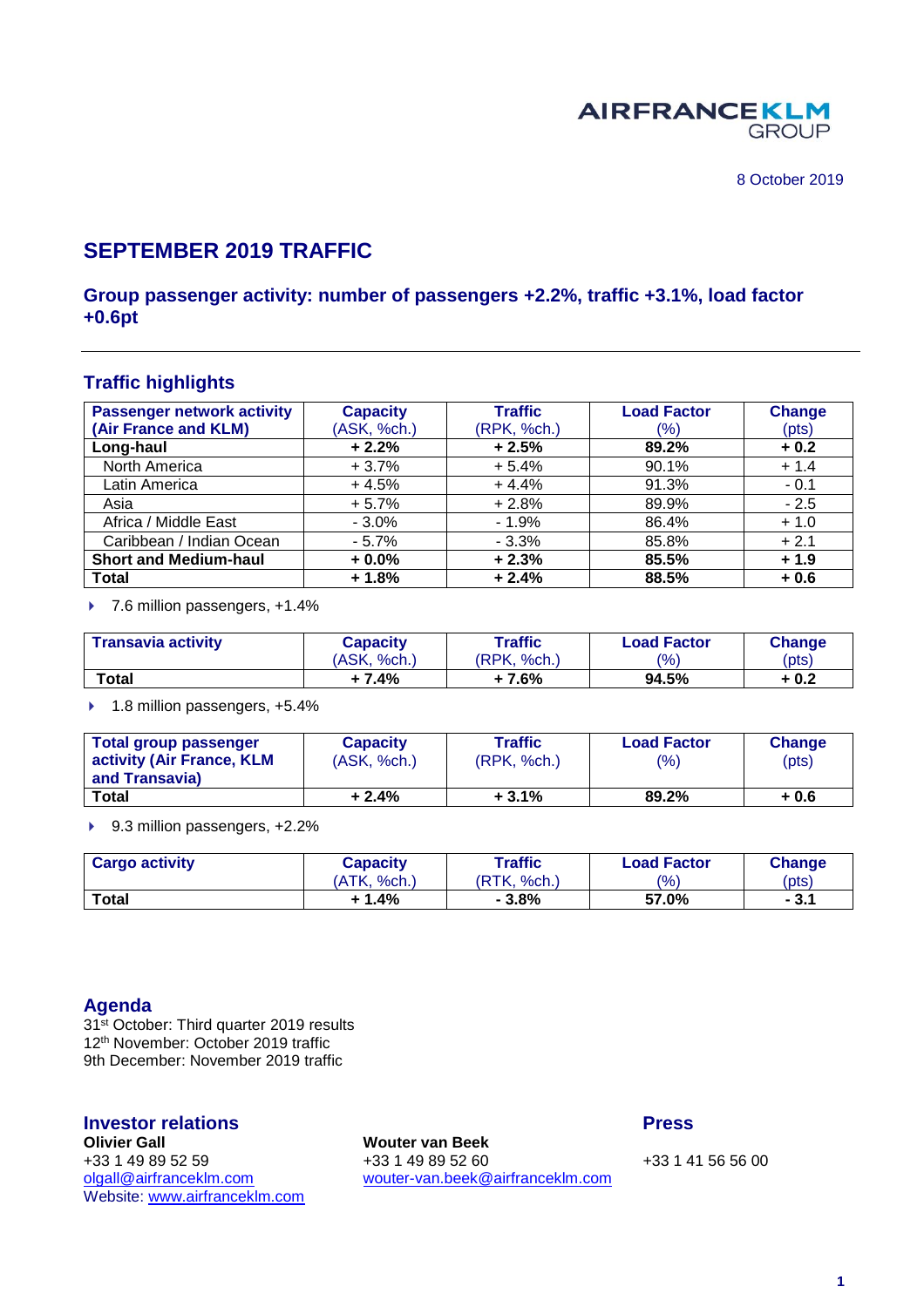AIRFRANCEKLM GROUP

8 October 2019

# SEPTEMBER 2019 TRAFFIC

## Group passenger activity: number of passengers +2.2%, traffic +3.1%, load factor +0.6pt

## Traffic highlights

| Passenger network activity (Air France and KLM) | Capacity (ASK, %ch.) | Traffic (RPK, %ch.) | Load Factor (%) | Change (pts) |
|---|---|---|---|---|
| **Long-haul** | **+ 2.2%** | **+ 2.5%** | **89.2%** | **+ 0.2** |
| North America | + 3.7% | + 5.4% | 90.1% | + 1.4 |
| Latin America | + 4.5% | + 4.4% | 91.3% | - 0.1 |
| Asia | + 5.7% | + 2.8% | 89.9% | - 2.5 |
| Africa / Middle East | - 3.0% | - 1.9% | 86.4% | + 1.0 |
| Caribbean / Indian Ocean | - 5.7% | - 3.3% | 85.8% | + 2.1 |
| **Short and Medium-haul** | **+ 0.0%** | **+ 2.3%** | **85.5%** | **+ 1.9** |
| **Total** | **+ 1.8%** | **+ 2.4%** | **88.5%** | **+ 0.6** |

- 7.6 million passengers, +1.4%

| Transavia activity | Capacity (ASK, %ch.) | Traffic (RPK, %ch.) | Load Factor (%) | Change (pts) |
|---|---|---|---|---|
| **Total** | **+ 7.4%** | **+ 7.6%** | **94.5%** | **+ 0.2** |

- 1.8 million passengers, +5.4%

| Total group passenger activity (Air France, KLM and Transavia) | Capacity (ASK, %ch.) | Traffic (RPK, %ch.) | Load Factor (%) | Change (pts) |
|---|---|---|---|---|
| **Total** | **+ 2.4%** | **+ 3.1%** | **89.2%** | **+ 0.6** |

- 9.3 million passengers, +2.2%

| Cargo activity | Capacity (ATK, %ch.) | Traffic (RTK, %ch.) | Load Factor (%) | Change (pts) |
|---|---|---|---|---|
| **Total** | **+ 1.4%** | **- 3.8%** | **57.0%** | **- 3.1** |

## Agenda

31st October: Third quarter 2019 results
12th November: October 2019 traffic
9th December: November 2019 traffic

## Investor relations

**Olivier Gall**
+33 1 49 89 52 59
olgall@airfranceklm.com
Website: www.airfranceklm.com

**Wouter van Beek**
+33 1 49 89 52 60
wouter-van.beek@airfranceklm.com

## Press

+33 1 41 56 56 00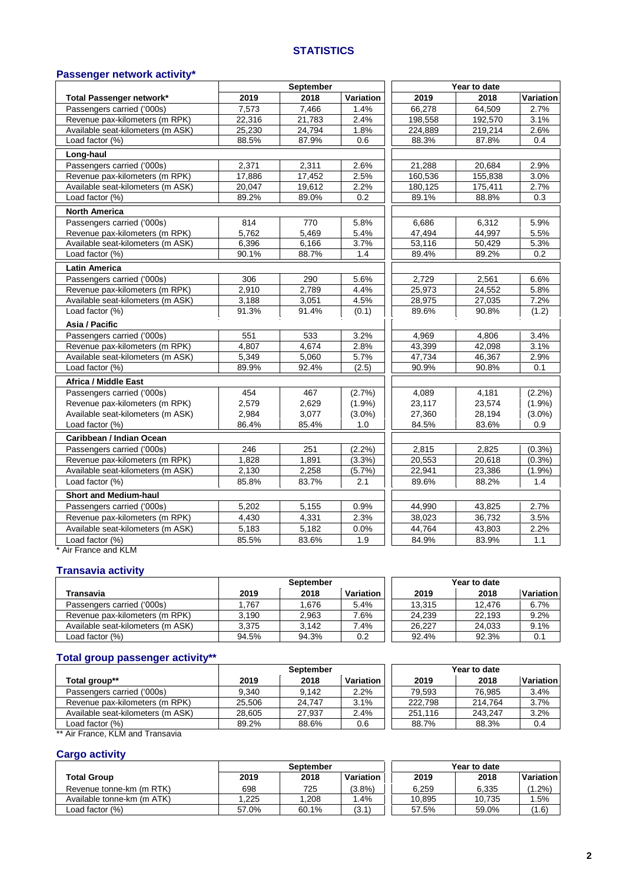# STATISTICS

## Passenger network activity*

| | September | | | Year to date | | |
|---|---|---|---|---|---|---|
| **Total Passenger network*** | **2019** | **2018** | **Variation** | **2019** | **2018** | **Variation** |
| Passengers carried ('000s) | 7,573 | 7,466 | 1.4% | 66,278 | 64,509 | 2.7% |
| Revenue pax-kilometers (m RPK) | 22,316 | 21,783 | 2.4% | 198,558 | 192,570 | 3.1% |
| Available seat-kilometers (m ASK) | 25,230 | 24,794 | 1.8% | 224,889 | 219,214 | 2.6% |
| Load factor (%) | 88.5% | 87.9% | 0.6 | 88.3% | 87.8% | 0.4 |
| **Long-haul** | | | | | | |
| Passengers carried ('000s) | 2,371 | 2,311 | 2.6% | 21,288 | 20,684 | 2.9% |
| Revenue pax-kilometers (m RPK) | 17,886 | 17,452 | 2.5% | 160,536 | 155,838 | 3.0% |
| Available seat-kilometers (m ASK) | 20,047 | 19,612 | 2.2% | 180,125 | 175,411 | 2.7% |
| Load factor (%) | 89.2% | 89.0% | 0.2 | 89.1% | 88.8% | 0.3 |
| **North America** | | | | | | |
| Passengers carried ('000s) | 814 | 770 | 5.8% | 6,686 | 6,312 | 5.9% |
| Revenue pax-kilometers (m RPK) | 5,762 | 5,469 | 5.4% | 47,494 | 44,997 | 5.5% |
| Available seat-kilometers (m ASK) | 6,396 | 6,166 | 3.7% | 53,116 | 50,429 | 5.3% |
| Load factor (%) | 90.1% | 88.7% | 1.4 | 89.4% | 89.2% | 0.2 |
| **Latin America** | | | | | | |
| Passengers carried ('000s) | 306 | 290 | 5.6% | 2,729 | 2,561 | 6.6% |
| Revenue pax-kilometers (m RPK) | 2,910 | 2,789 | 4.4% | 25,973 | 24,552 | 5.8% |
| Available seat-kilometers (m ASK) | 3,188 | 3,051 | 4.5% | 28,975 | 27,035 | 7.2% |
| Load factor (%) | 91.3% | 91.4% | (0.1) | 89.6% | 90.8% | (1.2) |
| **Asia / Pacific** | | | | | | |
| Passengers carried ('000s) | 551 | 533 | 3.2% | 4,969 | 4,806 | 3.4% |
| Revenue pax-kilometers (m RPK) | 4,807 | 4,674 | 2.8% | 43,399 | 42,098 | 3.1% |
| Available seat-kilometers (m ASK) | 5,349 | 5,060 | 5.7% | 47,734 | 46,367 | 2.9% |
| Load factor (%) | 89.9% | 92.4% | (2.5) | 90.9% | 90.8% | 0.1 |
| **Africa / Middle East** | | | | | | |
| Passengers carried ('000s) | 454 | 467 | (2.7%) | 4,089 | 4,181 | (2.2%) |
| Revenue pax-kilometers (m RPK) | 2,579 | 2,629 | (1.9%) | 23,117 | 23,574 | (1.9%) |
| Available seat-kilometers (m ASK) | 2,984 | 3,077 | (3.0%) | 27,360 | 28,194 | (3.0%) |
| Load factor (%) | 86.4% | 85.4% | 1.0 | 84.5% | 83.6% | 0.9 |
| **Caribbean / Indian Ocean** | | | | | | |
| Passengers carried ('000s) | 246 | 251 | (2.2%) | 2,815 | 2,825 | (0.3%) |
| Revenue pax-kilometers (m RPK) | 1,828 | 1,891 | (3.3%) | 20,553 | 20,618 | (0.3%) |
| Available seat-kilometers (m ASK) | 2,130 | 2,258 | (5.7%) | 22,941 | 23,386 | (1.9%) |
| Load factor (%) | 85.8% | 83.7% | 2.1 | 89.6% | 88.2% | 1.4 |
| **Short and Medium-haul** | | | | | | |
| Passengers carried ('000s) | 5,202 | 5,155 | 0.9% | 44,990 | 43,825 | 2.7% |
| Revenue pax-kilometers (m RPK) | 4,430 | 4,331 | 2.3% | 38,023 | 36,732 | 3.5% |
| Available seat-kilometers (m ASK) | 5,183 | 5,182 | 0.0% | 44,764 | 43,803 | 2.2% |
| Load factor (%) | 85.5% | 83.6% | 1.9 | 84.9% | 83.9% | 1.1 |

* Air France and KLM

## Transavia activity

| | September | | | Year to date | | |
|---|---|---|---|---|---|---|
| **Transavia** | **2019** | **2018** | **Variation** | **2019** | **2018** | **Variation** |
| Passengers carried ('000s) | 1,767 | 1,676 | 5.4% | 13,315 | 12,476 | 6.7% |
| Revenue pax-kilometers (m RPK) | 3,190 | 2,963 | 7.6% | 24,239 | 22,193 | 9.2% |
| Available seat-kilometers (m ASK) | 3,375 | 3,142 | 7.4% | 26,227 | 24,033 | 9.1% |
| Load factor (%) | 94.5% | 94.3% | 0.2 | 92.4% | 92.3% | 0.1 |

## Total group passenger activity**

| | September | | | Year to date | | |
|---|---|---|---|---|---|---|
| **Total group**** | **2019** | **2018** | **Variation** | **2019** | **2018** | **Variation** |
| Passengers carried ('000s) | 9,340 | 9,142 | 2.2% | 79,593 | 76,985 | 3.4% |
| Revenue pax-kilometers (m RPK) | 25,506 | 24,747 | 3.1% | 222,798 | 214,764 | 3.7% |
| Available seat-kilometers (m ASK) | 28,605 | 27,937 | 2.4% | 251,116 | 243,247 | 3.2% |
| Load factor (%) | 89.2% | 88.6% | 0.6 | 88.7% | 88.3% | 0.4 |

** Air France, KLM and Transavia

## Cargo activity

| | September | | | Year to date | | |
|---|---|---|---|---|---|---|
| **Total Group** | **2019** | **2018** | **Variation** | **2019** | **2018** | **Variation** |
| Revenue tonne-km (m RTK) | 698 | 725 | (3.8%) | 6,259 | 6,335 | (1.2%) |
| Available tonne-km (m ATK) | 1,225 | 1,208 | 1.4% | 10,895 | 10,735 | 1.5% |
| Load factor (%) | 57.0% | 60.1% | (3.1) | 57.5% | 59.0% | (1.6) |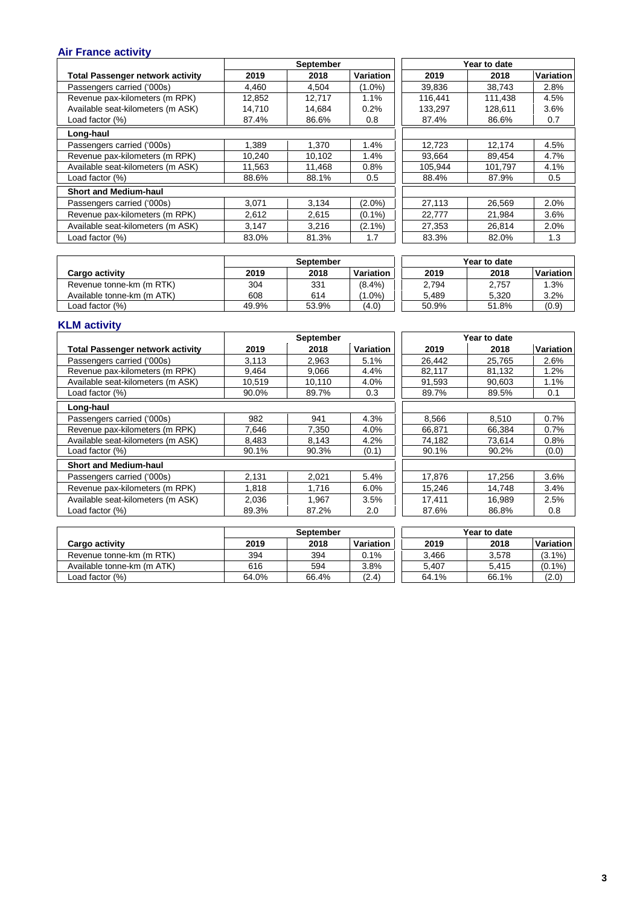## Air France activity

| | September | | | Year to date | | |
|---|---|---|---|---|---|---|
| **Total Passenger network activity** | **2019** | **2018** | **Variation** | **2019** | **2018** | **Variation** |
| Passengers carried ('000s) | 4,460 | 4,504 | (1.0%) | 39,836 | 38,743 | 2.8% |
| Revenue pax-kilometers (m RPK) | 12,852 | 12,717 | 1.1% | 116,441 | 111,438 | 4.5% |
| Available seat-kilometers (m ASK) | 14,710 | 14,684 | 0.2% | 133,297 | 128,611 | 3.6% |
| Load factor (%) | 87.4% | 86.6% | 0.8 | 87.4% | 86.6% | 0.7 |
| **Long-haul** | | | | | | |
| Passengers carried ('000s) | 1,389 | 1,370 | 1.4% | 12,723 | 12,174 | 4.5% |
| Revenue pax-kilometers (m RPK) | 10,240 | 10,102 | 1.4% | 93,664 | 89,454 | 4.7% |
| Available seat-kilometers (m ASK) | 11,563 | 11,468 | 0.8% | 105,944 | 101,797 | 4.1% |
| Load factor (%) | 88.6% | 88.1% | 0.5 | 88.4% | 87.9% | 0.5 |
| **Short and Medium-haul** | | | | | | |
| Passengers carried ('000s) | 3,071 | 3,134 | (2.0%) | 27,113 | 26,569 | 2.0% |
| Revenue pax-kilometers (m RPK) | 2,612 | 2,615 | (0.1%) | 22,777 | 21,984 | 3.6% |
| Available seat-kilometers (m ASK) | 3,147 | 3,216 | (2.1%) | 27,353 | 26,814 | 2.0% |
| Load factor (%) | 83.0% | 81.3% | 1.7 | 83.3% | 82.0% | 1.3 |

| | September | | | Year to date | | |
|---|---|---|---|---|---|---|
| **Cargo activity** | **2019** | **2018** | **Variation** | **2019** | **2018** | **Variation** |
| Revenue tonne-km (m RTK) | 304 | 331 | (8.4%) | 2,794 | 2,757 | 1.3% |
| Available tonne-km (m ATK) | 608 | 614 | (1.0%) | 5,489 | 5,320 | 3.2% |
| Load factor (%) | 49.9% | 53.9% | (4.0) | 50.9% | 51.8% | (0.9) |

## KLM activity

| | September | | | Year to date | | |
|---|---|---|---|---|---|---|
| **Total Passenger network activity** | **2019** | **2018** | **Variation** | **2019** | **2018** | **Variation** |
| Passengers carried ('000s) | 3,113 | 2,963 | 5.1% | 26,442 | 25,765 | 2.6% |
| Revenue pax-kilometers (m RPK) | 9,464 | 9,066 | 4.4% | 82,117 | 81,132 | 1.2% |
| Available seat-kilometers (m ASK) | 10,519 | 10,110 | 4.0% | 91,593 | 90,603 | 1.1% |
| Load factor (%) | 90.0% | 89.7% | 0.3 | 89.7% | 89.5% | 0.1 |
| **Long-haul** | | | | | | |
| Passengers carried ('000s) | 982 | 941 | 4.3% | 8,566 | 8,510 | 0.7% |
| Revenue pax-kilometers (m RPK) | 7,646 | 7,350 | 4.0% | 66,871 | 66,384 | 0.7% |
| Available seat-kilometers (m ASK) | 8,483 | 8,143 | 4.2% | 74,182 | 73,614 | 0.8% |
| Load factor (%) | 90.1% | 90.3% | (0.1) | 90.1% | 90.2% | (0.0) |
| **Short and Medium-haul** | | | | | | |
| Passengers carried ('000s) | 2,131 | 2,021 | 5.4% | 17,876 | 17,256 | 3.6% |
| Revenue pax-kilometers (m RPK) | 1,818 | 1,716 | 6.0% | 15,246 | 14,748 | 3.4% |
| Available seat-kilometers (m ASK) | 2,036 | 1,967 | 3.5% | 17,411 | 16,989 | 2.5% |
| Load factor (%) | 89.3% | 87.2% | 2.0 | 87.6% | 86.8% | 0.8 |

| | September | | | Year to date | | |
|---|---|---|---|---|---|---|
| **Cargo activity** | **2019** | **2018** | **Variation** | **2019** | **2018** | **Variation** |
| Revenue tonne-km (m RTK) | 394 | 394 | 0.1% | 3,466 | 3,578 | (3.1%) |
| Available tonne-km (m ATK) | 616 | 594 | 3.8% | 5,407 | 5,415 | (0.1%) |
| Load factor (%) | 64.0% | 66.4% | (2.4) | 64.1% | 66.1% | (2.0) |